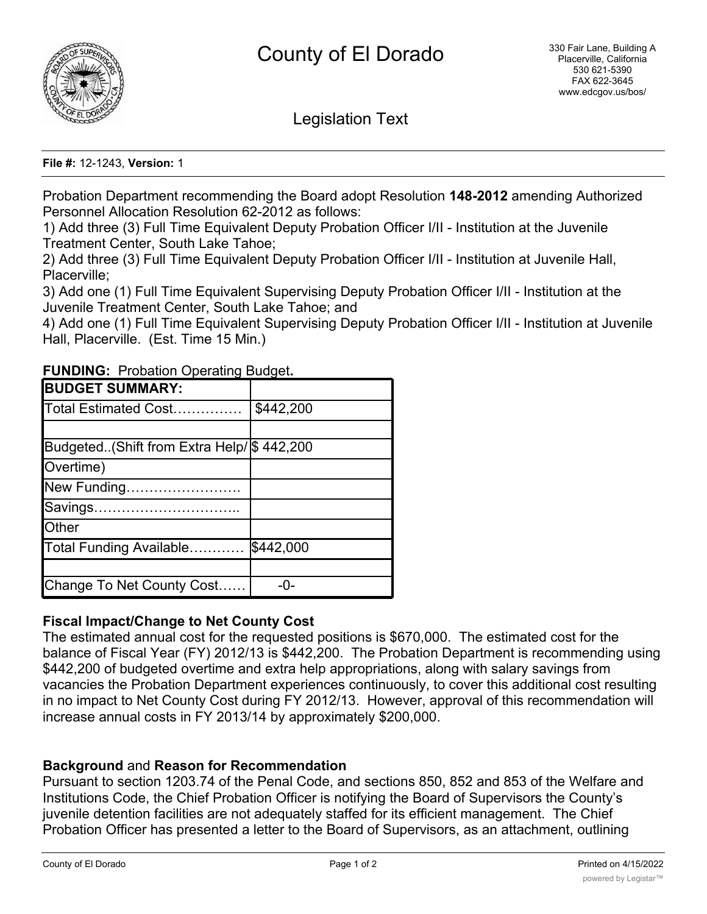# County of El Dorado

330 Fair Lane, Building A
Placerville, California
530 621-5390
FAX 622-3645
www.edcgov.us/bos/

## Legislation Text

**File #:** 12-1243, **Version:** 1

Probation Department recommending the Board adopt Resolution **148-2012** amending Authorized Personnel Allocation Resolution 62-2012 as follows:
1) Add three (3) Full Time Equivalent Deputy Probation Officer I/II - Institution at the Juvenile Treatment Center, South Lake Tahoe;
2) Add three (3) Full Time Equivalent Deputy Probation Officer I/II - Institution at Juvenile Hall, Placerville;
3) Add one (1) Full Time Equivalent Supervising Deputy Probation Officer I/II - Institution at the Juvenile Treatment Center, South Lake Tahoe; and
4) Add one (1) Full Time Equivalent Supervising Deputy Probation Officer I/II - Institution at Juvenile Hall, Placerville. (Est. Time 15 Min.)

**FUNDING:** Probation Operating Budget**.**

| **BUDGET SUMMARY:** | |
|---|---|
| Total Estimated Cost…………… | $442,200 |
| | |
| Budgeted..(Shift from Extra Help/ | $ 442,200 |
| Overtime) | |
| New Funding……………………. | |
| Savings………………………….. | |
| Other | |
| Total Funding Available………… | $442,000 |
| | |
| Change To Net County Cost…… | -0- |

**Fiscal Impact/Change to Net County Cost**
The estimated annual cost for the requested positions is $670,000. The estimated cost for the balance of Fiscal Year (FY) 2012/13 is $442,200. The Probation Department is recommending using $442,200 of budgeted overtime and extra help appropriations, along with salary savings from vacancies the Probation Department experiences continuously, to cover this additional cost resulting in no impact to Net County Cost during FY 2012/13. However, approval of this recommendation will increase annual costs in FY 2013/14 by approximately $200,000.

**Background** and **Reason for Recommendation**
Pursuant to section 1203.74 of the Penal Code, and sections 850, 852 and 853 of the Welfare and Institutions Code, the Chief Probation Officer is notifying the Board of Supervisors the County's juvenile detention facilities are not adequately staffed for its efficient management. The Chief Probation Officer has presented a letter to the Board of Supervisors, as an attachment, outlining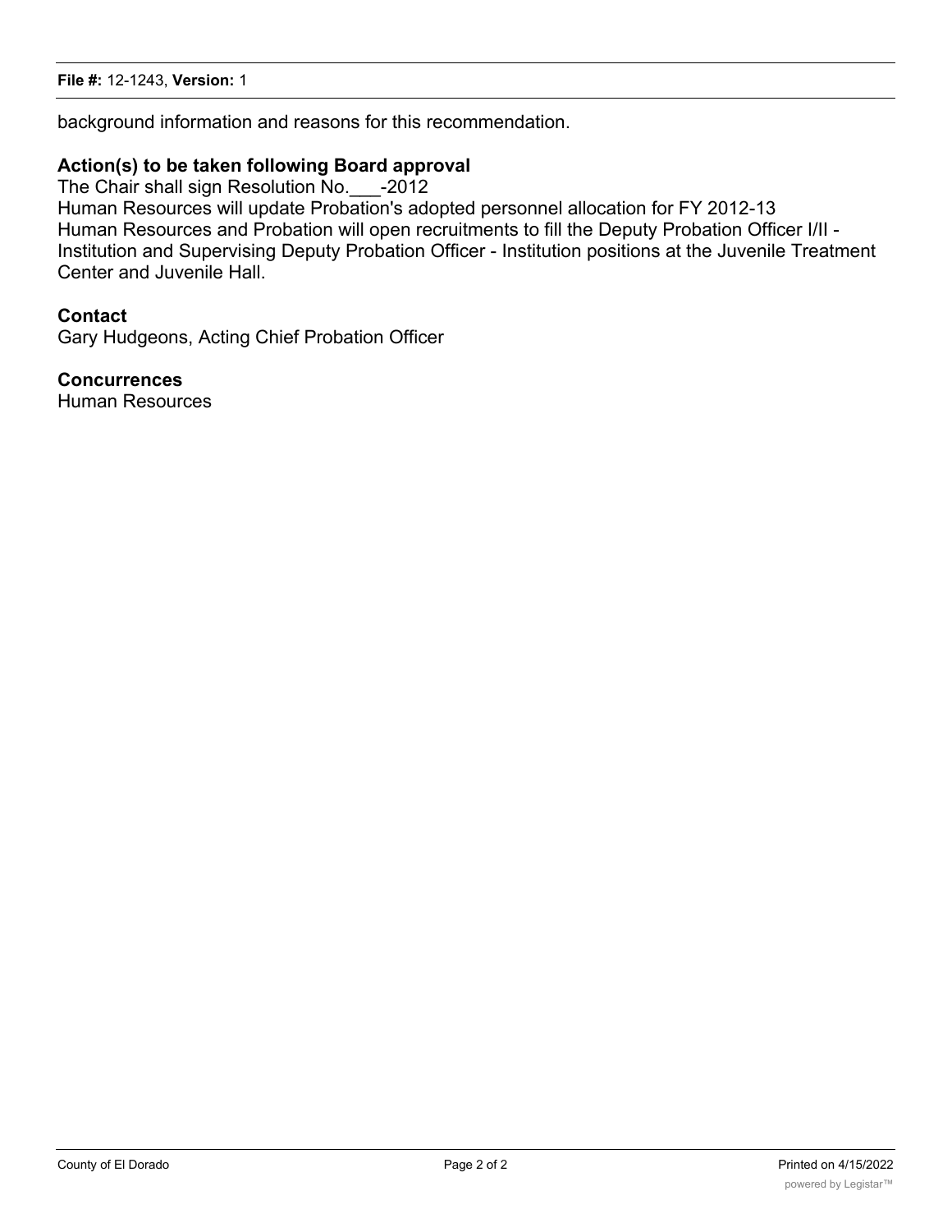background information and reasons for this recommendation.

**Action(s) to be taken following Board approval**

The Chair shall sign Resolution No.___-2012
Human Resources will update Probation's adopted personnel allocation for FY 2012-13
Human Resources and Probation will open recruitments to fill the Deputy Probation Officer I/II - Institution and Supervising Deputy Probation Officer - Institution positions at the Juvenile Treatment Center and Juvenile Hall.

**Contact**

Gary Hudgeons, Acting Chief Probation Officer

**Concurrences**

Human Resources